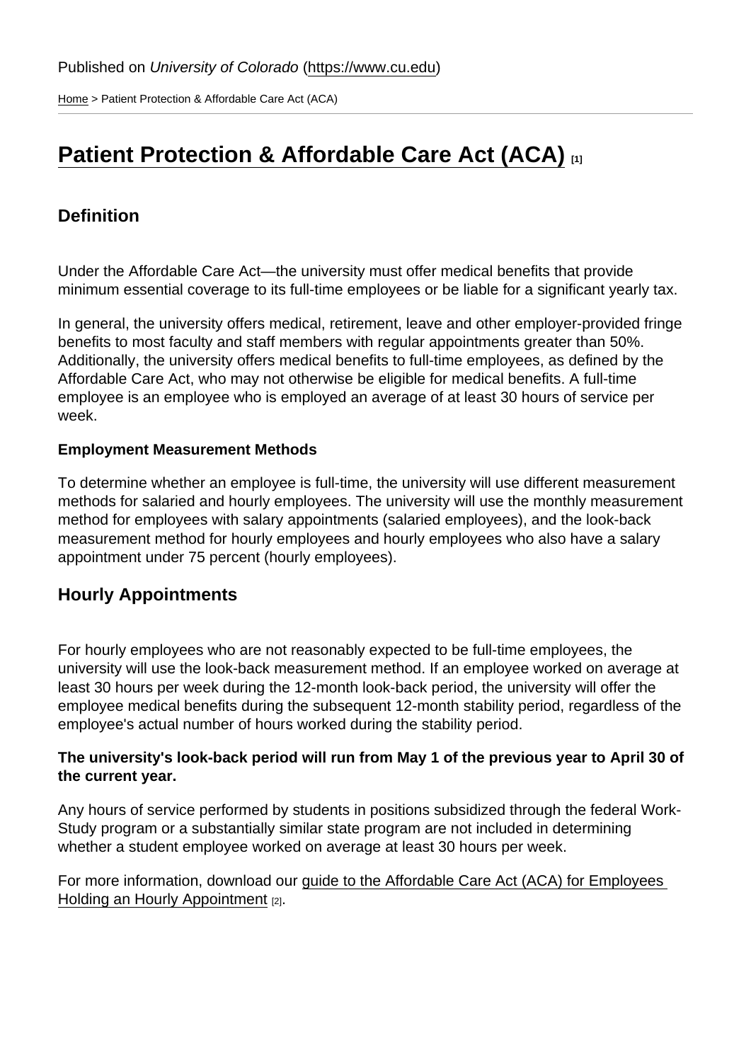Published on *University of Colorado* (https://www.cu.edu)

Home > Patient Protection & Affordable Care Act (ACA)

# Patient Protection & Affordable Care Act (ACA) [1]

## Definition

Under the Affordable Care Act—the university must offer medical benefits that provide minimum essential coverage to its full-time employees or be liable for a significant yearly tax.

In general, the university offers medical, retirement, leave and other employer-provided fringe benefits to most faculty and staff members with regular appointments greater than 50%. Additionally, the university offers medical benefits to full-time employees, as defined by the Affordable Care Act, who may not otherwise be eligible for medical benefits. A full-time employee is an employee who is employed an average of at least 30 hours of service per week.

**Employment Measurement Methods**

To determine whether an employee is full-time, the university will use different measurement methods for salaried and hourly employees. The university will use the monthly measurement method for employees with salary appointments (salaried employees), and the look-back measurement method for hourly employees and hourly employees who also have a salary appointment under 75 percent (hourly employees).

## Hourly Appointments

For hourly employees who are not reasonably expected to be full-time employees, the university will use the look-back measurement method. If an employee worked on average at least 30 hours per week during the 12-month look-back period, the university will offer the employee medical benefits during the subsequent 12-month stability period, regardless of the employee's actual number of hours worked during the stability period.

**The university's look-back period will run from May 1 of the previous year to April 30 of the current year.**

Any hours of service performed by students in positions subsidized through the federal Work-Study program or a substantially similar state program are not included in determining whether a student employee worked on average at least 30 hours per week.

For more information, download our guide to the Affordable Care Act (ACA) for Employees Holding an Hourly Appointment [2].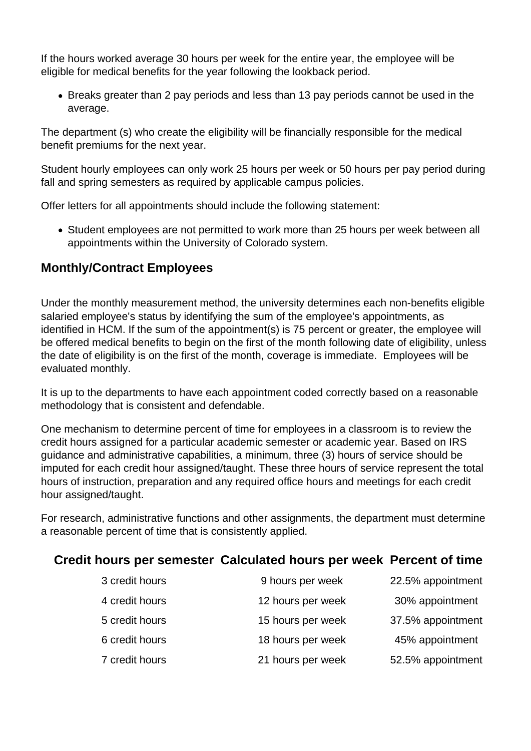If the hours worked average 30 hours per week for the entire year, the employee will be eligible for medical benefits for the year following the lookback period.

- Breaks greater than 2 pay periods and less than 13 pay periods cannot be used in the average.

The department (s) who create the eligibility will be financially responsible for the medical benefit premiums for the next year.

Student hourly employees can only work 25 hours per week or 50 hours per pay period during fall and spring semesters as required by applicable campus policies.

Offer letters for all appointments should include the following statement:

- Student employees are not permitted to work more than 25 hours per week between all appointments within the University of Colorado system.

## Monthly/Contract Employees

Under the monthly measurement method, the university determines each non-benefits eligible salaried employee's status by identifying the sum of the employee's appointments, as identified in HCM. If the sum of the appointment(s) is 75 percent or greater, the employee will be offered medical benefits to begin on the first of the month following date of eligibility, unless the date of eligibility is on the first of the month, coverage is immediate. Employees will be evaluated monthly.

It is up to the departments to have each appointment coded correctly based on a reasonable methodology that is consistent and defendable.

One mechanism to determine percent of time for employees in a classroom is to review the credit hours assigned for a particular academic semester or academic year. Based on IRS guidance and administrative capabilities, a minimum, three (3) hours of service should be imputed for each credit hour assigned/taught. These three hours of service represent the total hours of instruction, preparation and any required office hours and meetings for each credit hour assigned/taught.

For research, administrative functions and other assignments, the department must determine a reasonable percent of time that is consistently applied.

| Credit hours per semester | Calculated hours per week | Percent of time |
|---|---|---|
| 3 credit hours | 9 hours per week | 22.5% appointment |
| 4 credit hours | 12 hours per week | 30% appointment |
| 5 credit hours | 15 hours per week | 37.5% appointment |
| 6 credit hours | 18 hours per week | 45% appointment |
| 7 credit hours | 21 hours per week | 52.5% appointment |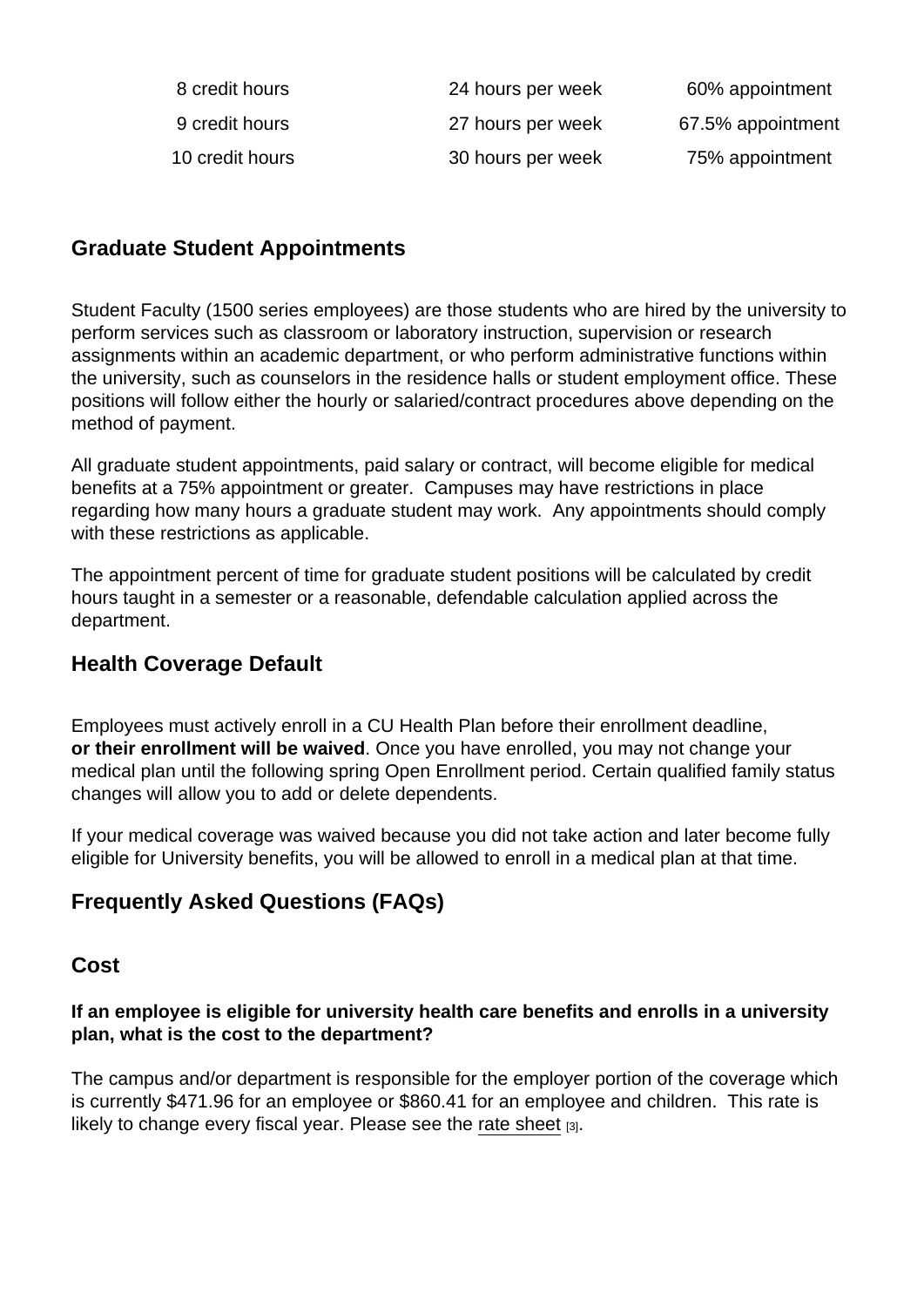| | | |
|---|---|---|
| 8 credit hours | 24 hours per week | 60% appointment |
| 9 credit hours | 27 hours per week | 67.5% appointment |
| 10 credit hours | 30 hours per week | 75% appointment |

## Graduate Student Appointments

Student Faculty (1500 series employees) are those students who are hired by the university to perform services such as classroom or laboratory instruction, supervision or research assignments within an academic department, or who perform administrative functions within the university, such as counselors in the residence halls or student employment office. These positions will follow either the hourly or salaried/contract procedures above depending on the method of payment.

All graduate student appointments, paid salary or contract, will become eligible for medical benefits at a 75% appointment or greater. Campuses may have restrictions in place regarding how many hours a graduate student may work. Any appointments should comply with these restrictions as applicable.

The appointment percent of time for graduate student positions will be calculated by credit hours taught in a semester or a reasonable, defendable calculation applied across the department.

## Health Coverage Default

Employees must actively enroll in a CU Health Plan before their enrollment deadline, **or their enrollment will be waived**. Once you have enrolled, you may not change your medical plan until the following spring Open Enrollment period. Certain qualified family status changes will allow you to add or delete dependents.

If your medical coverage was waived because you did not take action and later become fully eligible for University benefits, you will be allowed to enroll in a medical plan at that time.

## Frequently Asked Questions (FAQs)

## Cost

**If an employee is eligible for university health care benefits and enrolls in a university plan, what is the cost to the department?**

The campus and/or department is responsible for the employer portion of the coverage which is currently $471.96 for an employee or $860.41 for an employee and children. This rate is likely to change every fiscal year. Please see the rate sheet [3].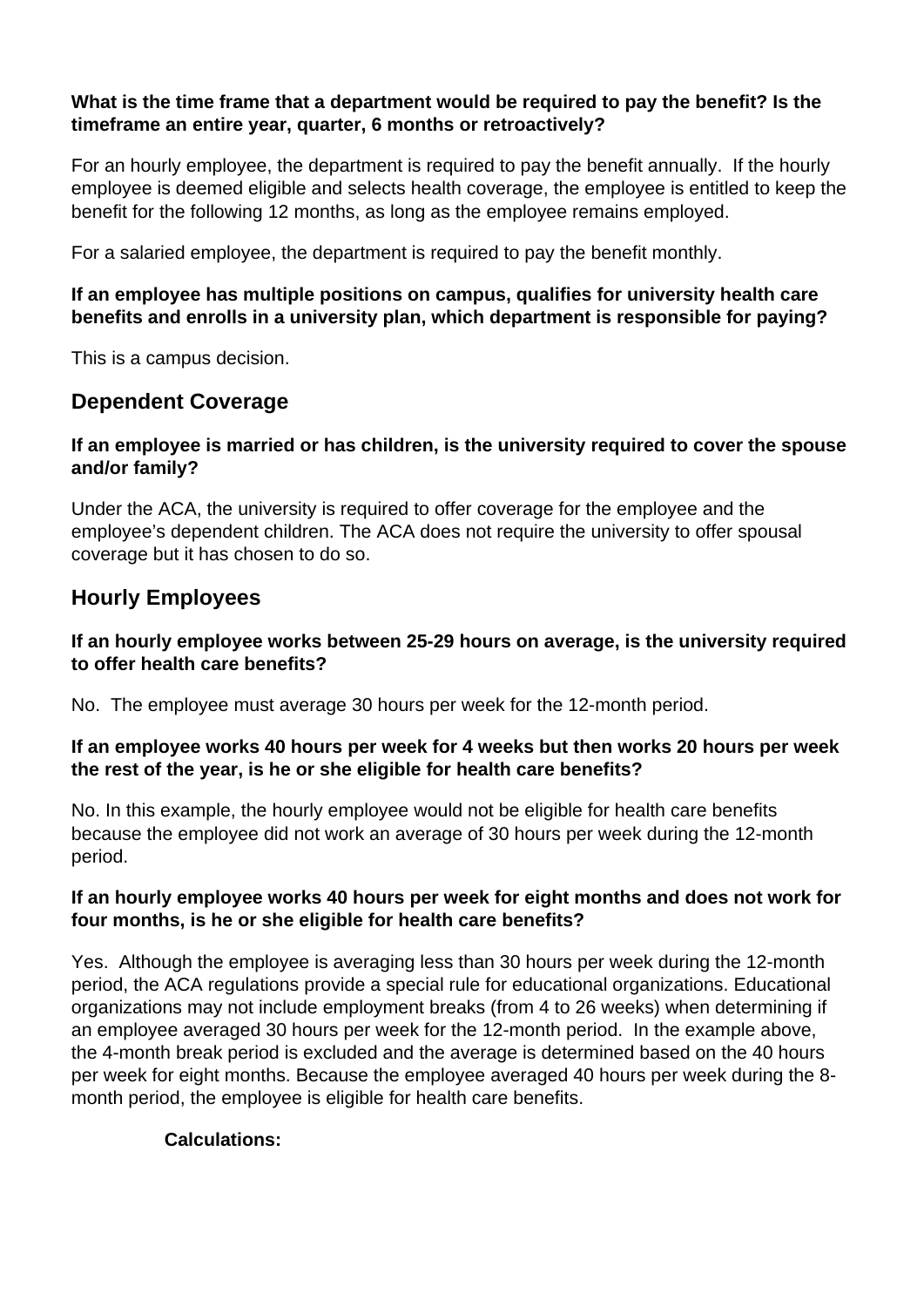**What is the time frame that a department would be required to pay the benefit? Is the timeframe an entire year, quarter, 6 months or retroactively?**

For an hourly employee, the department is required to pay the benefit annually. If the hourly employee is deemed eligible and selects health coverage, the employee is entitled to keep the benefit for the following 12 months, as long as the employee remains employed.

For a salaried employee, the department is required to pay the benefit monthly.

**If an employee has multiple positions on campus, qualifies for university health care benefits and enrolls in a university plan, which department is responsible for paying?**

This is a campus decision.

## Dependent Coverage

**If an employee is married or has children, is the university required to cover the spouse and/or family?**

Under the ACA, the university is required to offer coverage for the employee and the employee's dependent children. The ACA does not require the university to offer spousal coverage but it has chosen to do so.

## Hourly Employees

**If an hourly employee works between 25-29 hours on average, is the university required to offer health care benefits?**

No. The employee must average 30 hours per week for the 12-month period.

**If an employee works 40 hours per week for 4 weeks but then works 20 hours per week the rest of the year, is he or she eligible for health care benefits?**

No. In this example, the hourly employee would not be eligible for health care benefits because the employee did not work an average of 30 hours per week during the 12-month period.

**If an hourly employee works 40 hours per week for eight months and does not work for four months, is he or she eligible for health care benefits?**

Yes. Although the employee is averaging less than 30 hours per week during the 12-month period, the ACA regulations provide a special rule for educational organizations. Educational organizations may not include employment breaks (from 4 to 26 weeks) when determining if an employee averaged 30 hours per week for the 12-month period. In the example above, the 4-month break period is excluded and the average is determined based on the 40 hours per week for eight months. Because the employee averaged 40 hours per week during the 8-month period, the employee is eligible for health care benefits.

**Calculations:**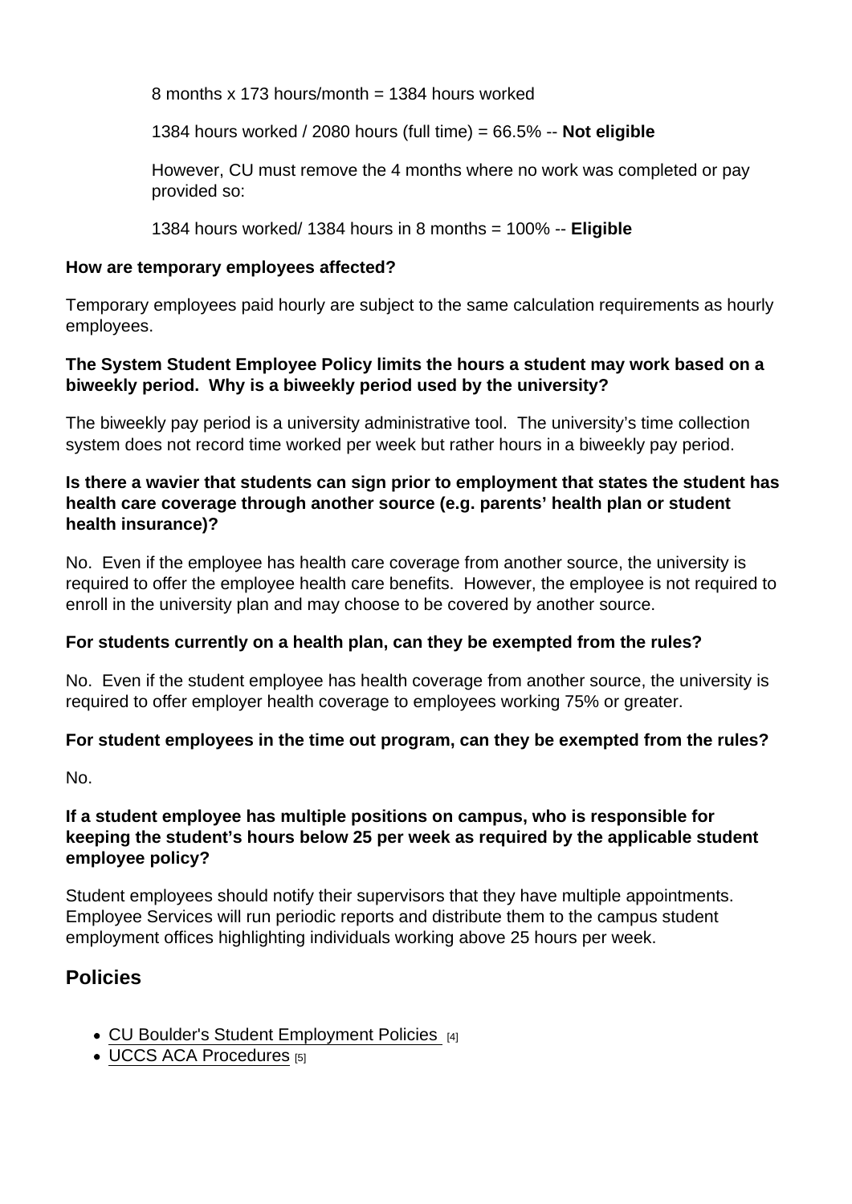8 months x 173 hours/month = 1384 hours worked

1384 hours worked / 2080 hours (full time) = 66.5% -- **Not eligible**

However, CU must remove the 4 months where no work was completed or pay provided so:

1384 hours worked/ 1384 hours in 8 months = 100% -- **Eligible**

**How are temporary employees affected?**

Temporary employees paid hourly are subject to the same calculation requirements as hourly employees.

**The System Student Employee Policy limits the hours a student may work based on a biweekly period. Why is a biweekly period used by the university?**

The biweekly pay period is a university administrative tool. The university's time collection system does not record time worked per week but rather hours in a biweekly pay period.

**Is there a wavier that students can sign prior to employment that states the student has health care coverage through another source (e.g. parents' health plan or student health insurance)?**

No. Even if the employee has health care coverage from another source, the university is required to offer the employee health care benefits. However, the employee is not required to enroll in the university plan and may choose to be covered by another source.

**For students currently on a health plan, can they be exempted from the rules?**

No. Even if the student employee has health coverage from another source, the university is required to offer employer health coverage to employees working 75% or greater.

**For student employees in the time out program, can they be exempted from the rules?**

No.

**If a student employee has multiple positions on campus, who is responsible for keeping the student's hours below 25 per week as required by the applicable student employee policy?**

Student employees should notify their supervisors that they have multiple appointments. Employee Services will run periodic reports and distribute them to the campus student employment offices highlighting individuals working above 25 hours per week.

## Policies

- CU Boulder's Student Employment Policies [4]
- UCCS ACA Procedures [5]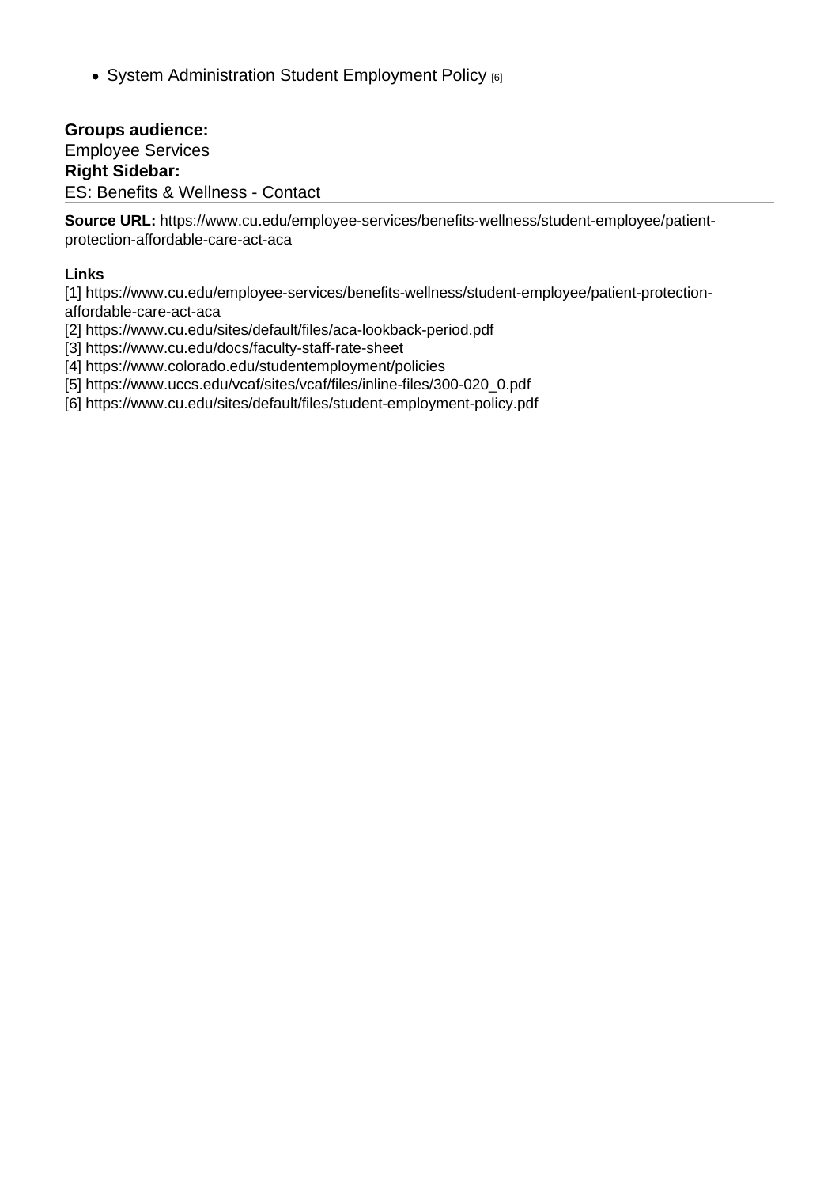- System Administration Student Employment Policy [6]

**Groups audience:**
Employee Services
**Right Sidebar:**
ES: Benefits & Wellness - Contact

**Source URL:** https://www.cu.edu/employee-services/benefits-wellness/student-employee/patient-protection-affordable-care-act-aca

**Links**
[1] https://www.cu.edu/employee-services/benefits-wellness/student-employee/patient-protection-affordable-care-act-aca
[2] https://www.cu.edu/sites/default/files/aca-lookback-period.pdf
[3] https://www.cu.edu/docs/faculty-staff-rate-sheet
[4] https://www.colorado.edu/studentemployment/policies
[5] https://www.uccs.edu/vcaf/sites/vcaf/files/inline-files/300-020_0.pdf
[6] https://www.cu.edu/sites/default/files/student-employment-policy.pdf